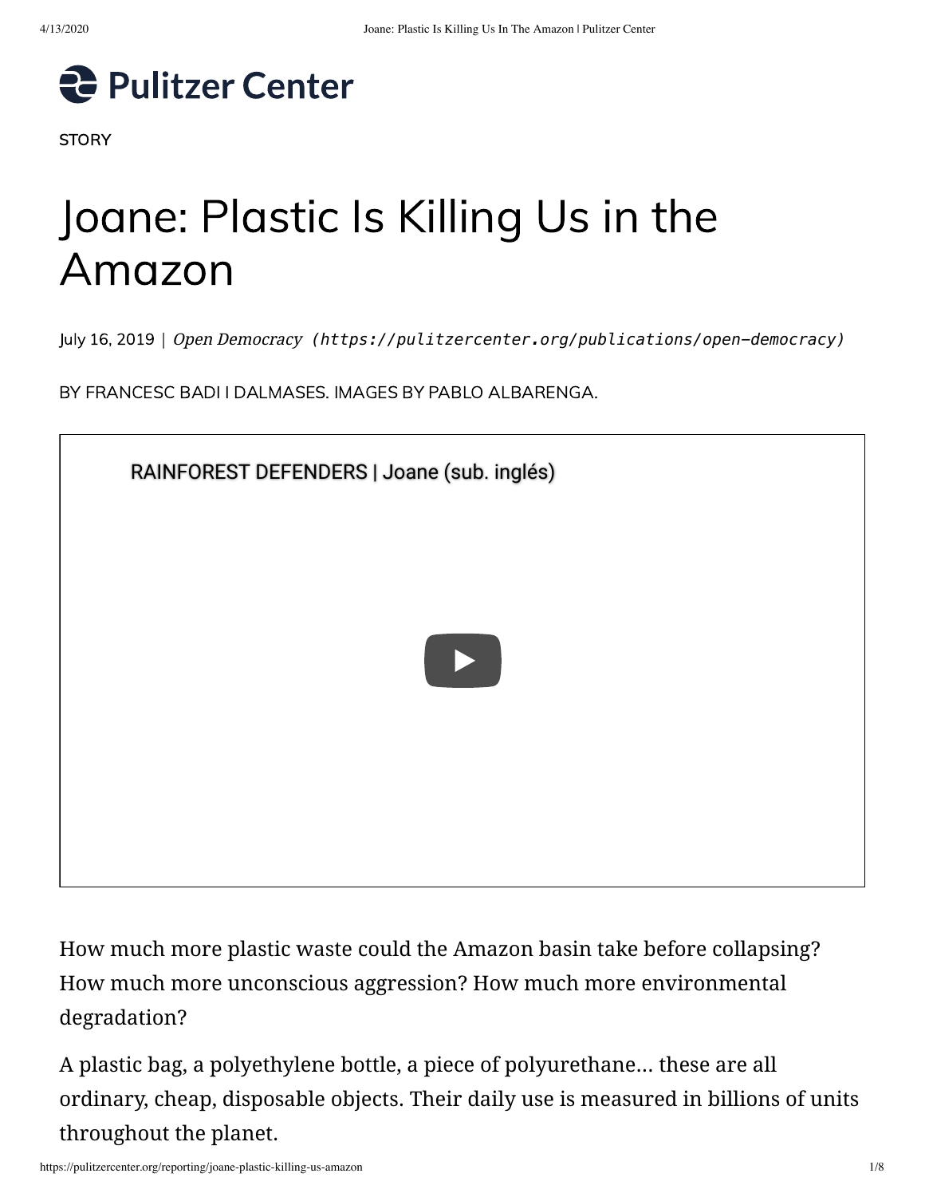Pulitzer Center

STORY

# Joane: Plastic Is Killing Us in the Amazon

July 16, 2019 | *Open Democracy* (https://pulitzercenter.org/publications/open-democracy)

BY FRANCESC BADI I DALMASES. IMAGES BY PABLO ALBARENGA.

RAINFOREST DEFENDERS | Joane (sub. inglés)

How much more plastic waste could the Amazon basin take before collapsing? How much more unconscious aggression? How much more environmental degradation?

A plastic bag, a polyethylene bottle, a piece of polyurethane… these are all ordinary, cheap, disposable objects. Their daily use is measured in billions of units throughout the planet.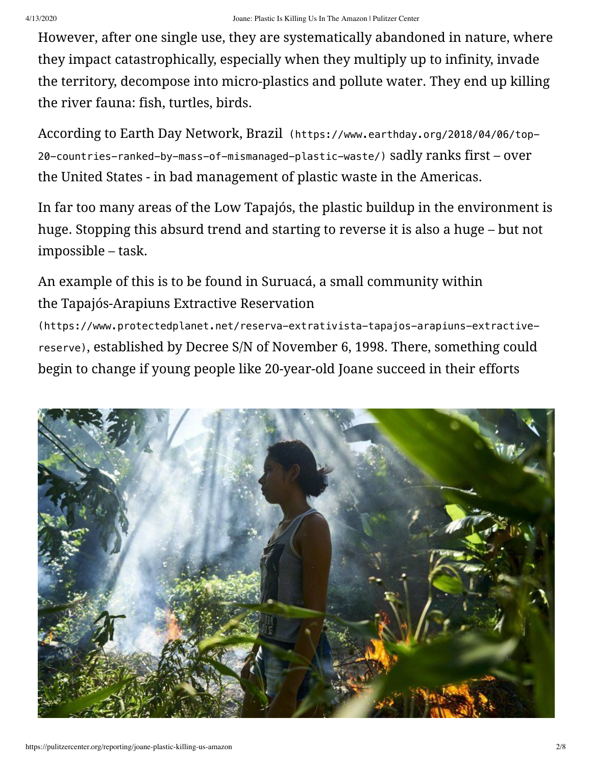However, after one single use, they are systematically abandoned in nature, where they impact catastrophically, especially when they multiply up to infinity, invade the territory, decompose into micro-plastics and pollute water. They end up killing the river fauna: fish, turtles, birds.

According to Earth Day Network, Brazil (https://www.earthday.org/2018/04/06/top-20-countries-ranked-by-mass-of-mismanaged-plastic-waste/) sadly ranks first – over the United States - in bad management of plastic waste in the Americas.

In far too many areas of the Low Tapajós, the plastic buildup in the environment is huge. Stopping this absurd trend and starting to reverse it is also a huge – but not impossible – task.

An example of this is to be found in Suruacá, a small community within the Tapajós-Arapiuns Extractive Reservation (https://www.protectedplanet.net/reserva-extrativista-tapajos-arapiuns-extractive-reserve), established by Decree S/N of November 6, 1998. There, something could begin to change if young people like 20-year-old Joane succeed in their efforts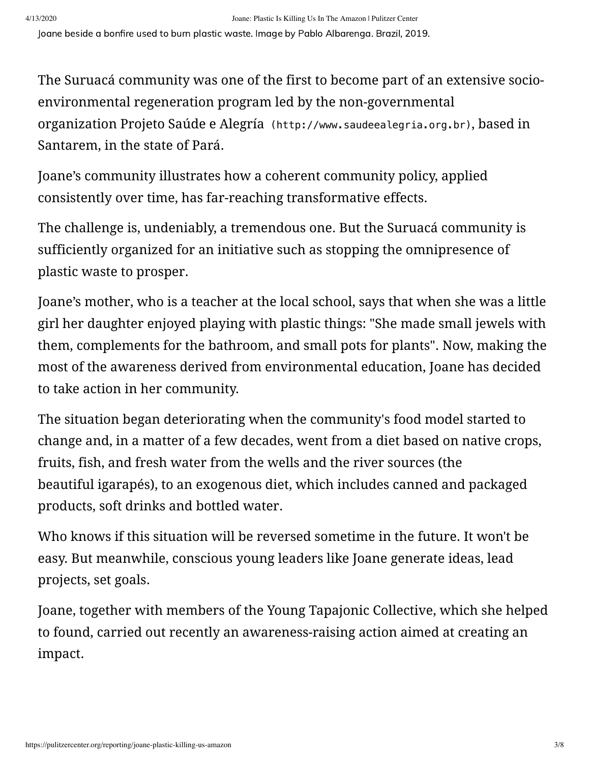Joane beside a bonfire used to burn plastic waste. Image by Pablo Albarenga. Brazil, 2019.

The Suruacá community was one of the first to become part of an extensive socio-environmental regeneration program led by the non-governmental organization Projeto Saúde e Alegría (http://www.saudeealegria.org.br), based in Santarem, in the state of Pará.

Joane's community illustrates how a coherent community policy, applied consistently over time, has far-reaching transformative effects.

The challenge is, undeniably, a tremendous one. But the Suruacá community is sufficiently organized for an initiative such as stopping the omnipresence of plastic waste to prosper.

Joane's mother, who is a teacher at the local school, says that when she was a little girl her daughter enjoyed playing with plastic things: "She made small jewels with them, complements for the bathroom, and small pots for plants". Now, making the most of the awareness derived from environmental education, Joane has decided to take action in her community.

The situation began deteriorating when the community's food model started to change and, in a matter of a few decades, went from a diet based on native crops, fruits, fish, and fresh water from the wells and the river sources (the beautiful igarapés), to an exogenous diet, which includes canned and packaged products, soft drinks and bottled water.

Who knows if this situation will be reversed sometime in the future. It won't be easy. But meanwhile, conscious young leaders like Joane generate ideas, lead projects, set goals.

Joane, together with members of the Young Tapajonic Collective, which she helped to found, carried out recently an awareness-raising action aimed at creating an impact.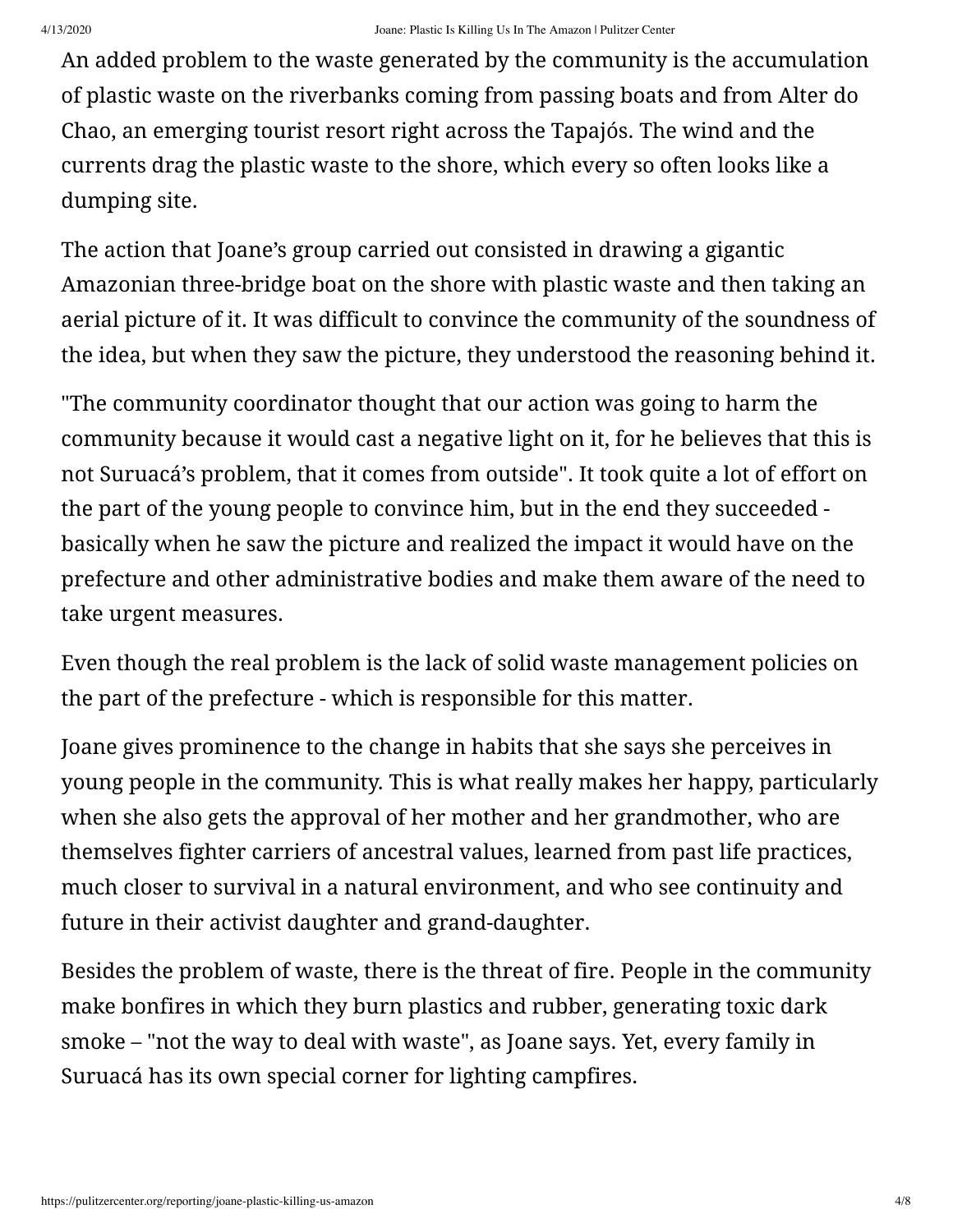An added problem to the waste generated by the community is the accumulation of plastic waste on the riverbanks coming from passing boats and from Alter do Chao, an emerging tourist resort right across the Tapajós. The wind and the currents drag the plastic waste to the shore, which every so often looks like a dumping site.

The action that Joane's group carried out consisted in drawing a gigantic Amazonian three-bridge boat on the shore with plastic waste and then taking an aerial picture of it. It was difficult to convince the community of the soundness of the idea, but when they saw the picture, they understood the reasoning behind it.

"The community coordinator thought that our action was going to harm the community because it would cast a negative light on it, for he believes that this is not Suruacá's problem, that it comes from outside". It took quite a lot of effort on the part of the young people to convince him, but in the end they succeeded - basically when he saw the picture and realized the impact it would have on the prefecture and other administrative bodies and make them aware of the need to take urgent measures.

Even though the real problem is the lack of solid waste management policies on the part of the prefecture - which is responsible for this matter.

Joane gives prominence to the change in habits that she says she perceives in young people in the community. This is what really makes her happy, particularly when she also gets the approval of her mother and her grandmother, who are themselves fighter carriers of ancestral values, learned from past life practices, much closer to survival in a natural environment, and who see continuity and future in their activist daughter and grand-daughter.

Besides the problem of waste, there is the threat of fire. People in the community make bonfires in which they burn plastics and rubber, generating toxic dark smoke – "not the way to deal with waste", as Joane says. Yet, every family in Suruacá has its own special corner for lighting campfires.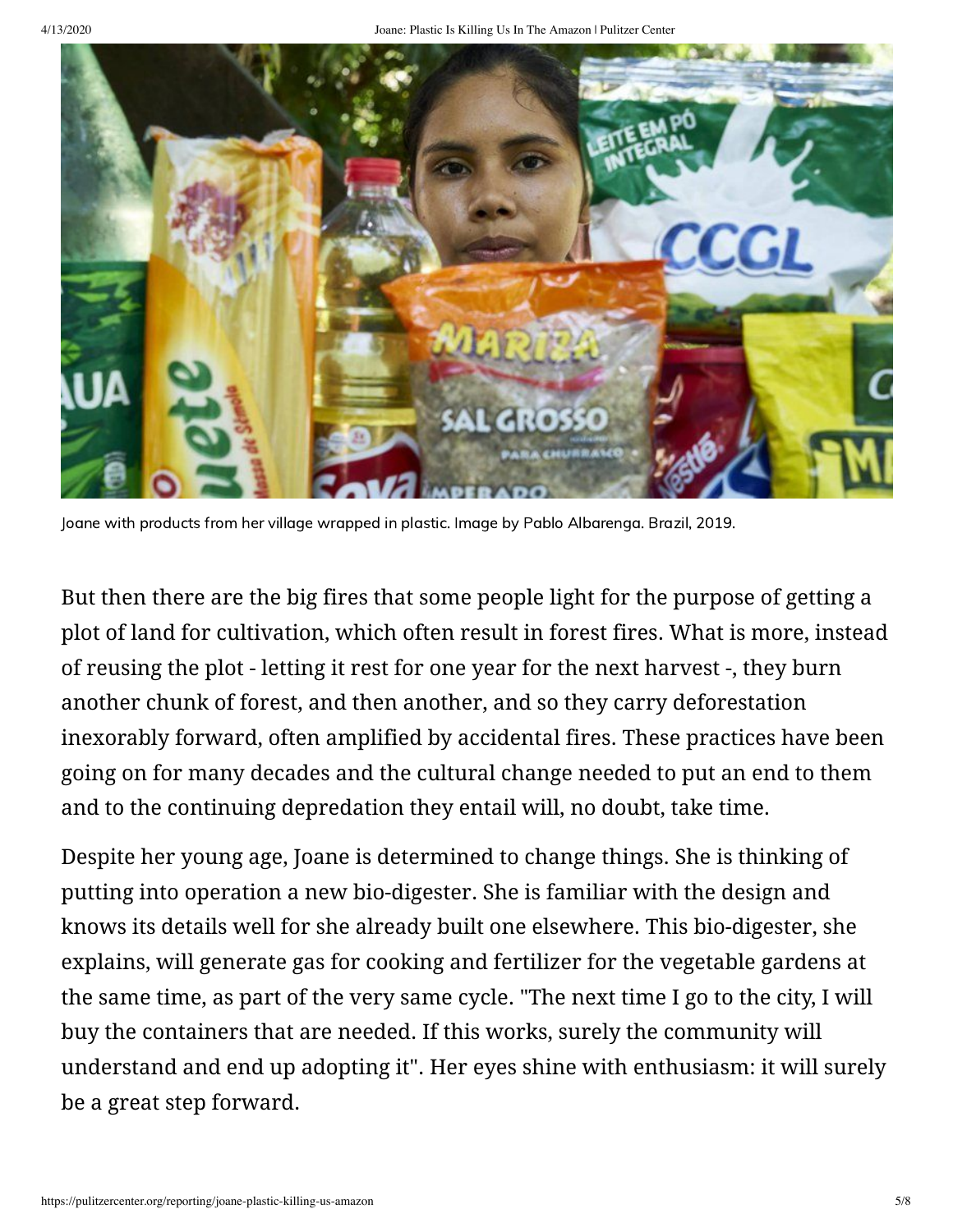Joane with products from her village wrapped in plastic. Image by Pablo Albarenga. Brazil, 2019.

But then there are the big fires that some people light for the purpose of getting a plot of land for cultivation, which often result in forest fires. What is more, instead of reusing the plot - letting it rest for one year for the next harvest -, they burn another chunk of forest, and then another, and so they carry deforestation inexorably forward, often amplified by accidental fires. These practices have been going on for many decades and the cultural change needed to put an end to them and to the continuing depredation they entail will, no doubt, take time.

Despite her young age, Joane is determined to change things. She is thinking of putting into operation a new bio-digester. She is familiar with the design and knows its details well for she already built one elsewhere. This bio-digester, she explains, will generate gas for cooking and fertilizer for the vegetable gardens at the same time, as part of the very same cycle. "The next time I go to the city, I will buy the containers that are needed. If this works, surely the community will understand and end up adopting it". Her eyes shine with enthusiasm: it will surely be a great step forward.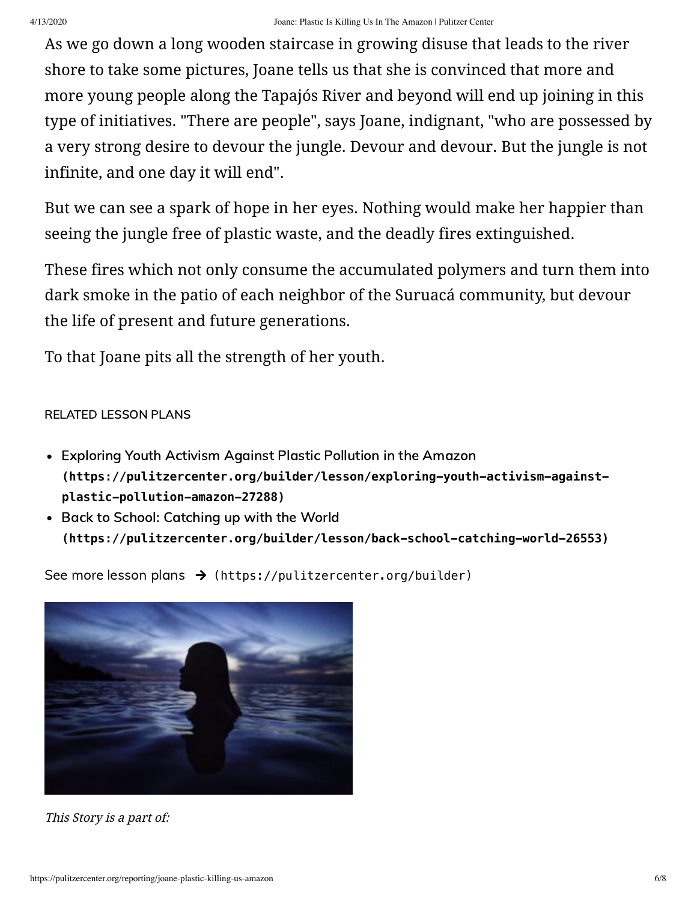As we go down a long wooden staircase in growing disuse that leads to the river shore to take some pictures, Joane tells us that she is convinced that more and more young people along the Tapajós River and beyond will end up joining in this type of initiatives. "There are people", says Joane, indignant, "who are possessed by a very strong desire to devour the jungle. Devour and devour. But the jungle is not infinite, and one day it will end".

But we can see a spark of hope in her eyes. Nothing would make her happier than seeing the jungle free of plastic waste, and the deadly fires extinguished.

These fires which not only consume the accumulated polymers and turn them into dark smoke in the patio of each neighbor of the Suruacá community, but devour the life of present and future generations.

To that Joane pits all the strength of her youth.

RELATED LESSON PLANS

- Exploring Youth Activism Against Plastic Pollution in the Amazon **(https://pulitzercenter.org/builder/lesson/exploring-youth-activism-against-plastic-pollution-amazon-27288)**
- Back to School: Catching up with the World **(https://pulitzercenter.org/builder/lesson/back-school-catching-world-26553)**

See more lesson plans → (https://pulitzercenter.org/builder)

*This Story is a part of:*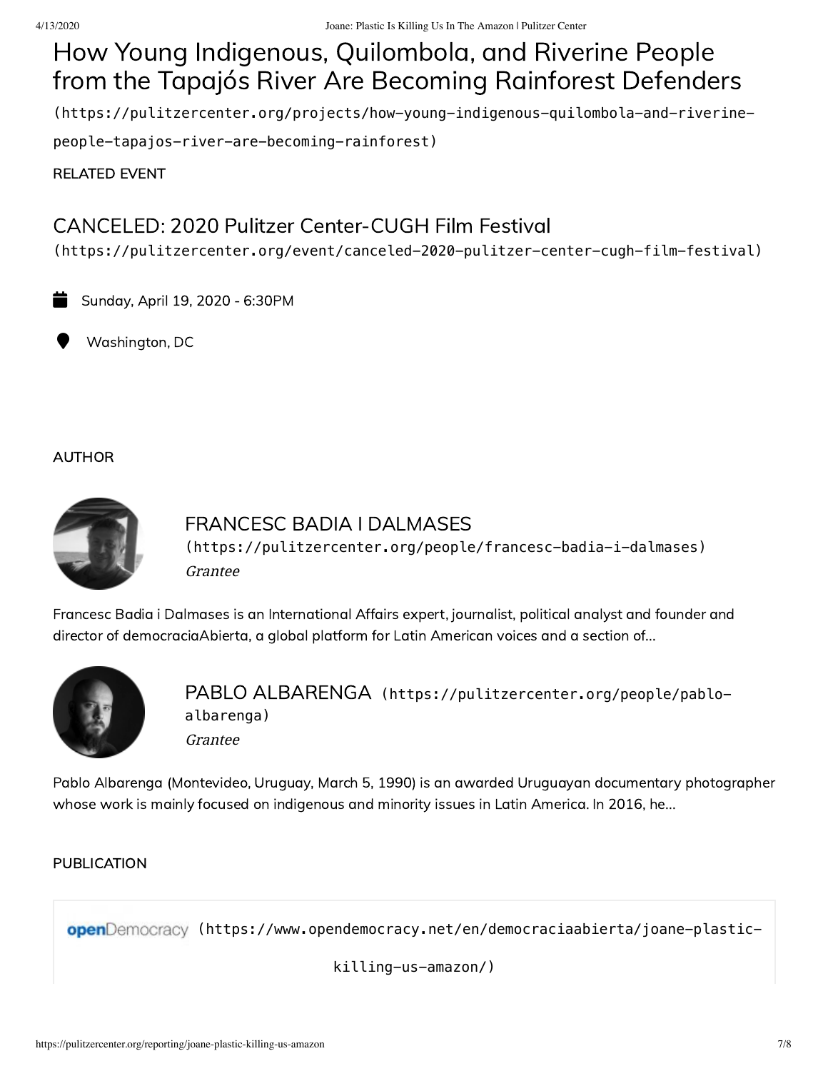## How Young Indigenous, Quilombola, and Riverine People from the Tapajós River Are Becoming Rainforest Defenders

(https://pulitzercenter.org/projects/how-young-indigenous-quilombola-and-riverine-people-tapajos-river-are-becoming-rainforest)

RELATED EVENT

## CANCELED: 2020 Pulitzer Center-CUGH Film Festival

(https://pulitzercenter.org/event/canceled-2020-pulitzer-center-cugh-film-festival)

Sunday, April 19, 2020 - 6:30PM

Washington, DC

AUTHOR

### FRANCESC BADIA I DALMASES

(https://pulitzercenter.org/people/francesc-badia-i-dalmases)

*Grantee*

Francesc Badia i Dalmases is an International Affairs expert, journalist, political analyst and founder and director of democraciaAbierta, a global platform for Latin American voices and a section of...

### PABLO ALBARENGA (https://pulitzercenter.org/people/pablo-albarenga)

*Grantee*

Pablo Albarenga (Montevideo, Uruguay, March 5, 1990) is an awarded Uruguayan documentary photographer whose work is mainly focused on indigenous and minority issues in Latin America. In 2016, he...

PUBLICATION

openDemocracy (https://www.opendemocracy.net/en/democraciaabierta/joane-plastic-killing-us-amazon/)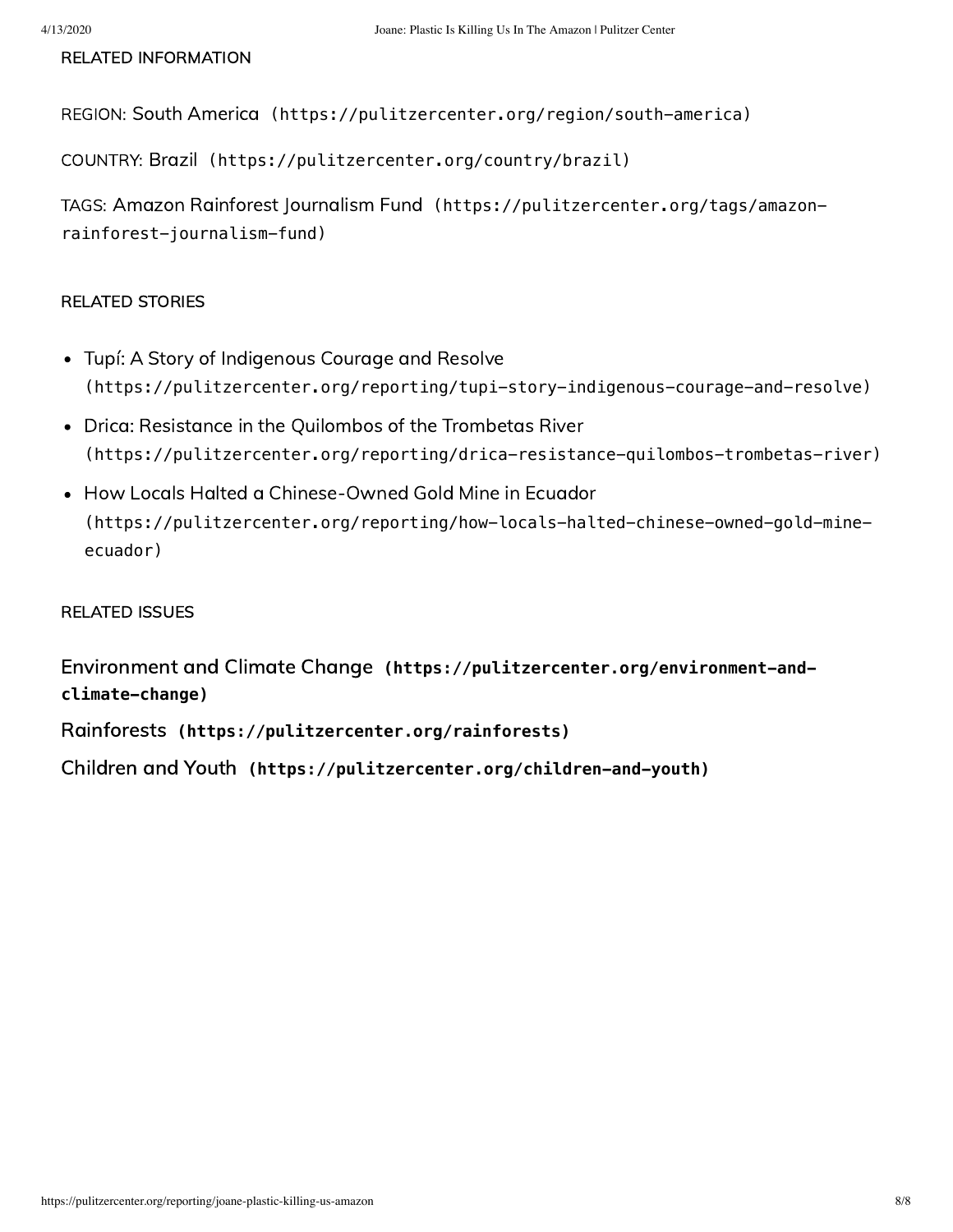RELATED INFORMATION

REGION: South America (https://pulitzercenter.org/region/south-america)

COUNTRY: Brazil (https://pulitzercenter.org/country/brazil)

TAGS: Amazon Rainforest Journalism Fund (https://pulitzercenter.org/tags/amazon-rainforest-journalism-fund)

RELATED STORIES

- Tupí: A Story of Indigenous Courage and Resolve (https://pulitzercenter.org/reporting/tupi-story-indigenous-courage-and-resolve)
- Drica: Resistance in the Quilombos of the Trombetas River (https://pulitzercenter.org/reporting/drica-resistance-quilombos-trombetas-river)
- How Locals Halted a Chinese-Owned Gold Mine in Ecuador (https://pulitzercenter.org/reporting/how-locals-halted-chinese-owned-gold-mine-ecuador)

RELATED ISSUES

Environment and Climate Change **(https://pulitzercenter.org/environment-and-climate-change)**

Rainforests **(https://pulitzercenter.org/rainforests)**

Children and Youth **(https://pulitzercenter.org/children-and-youth)**